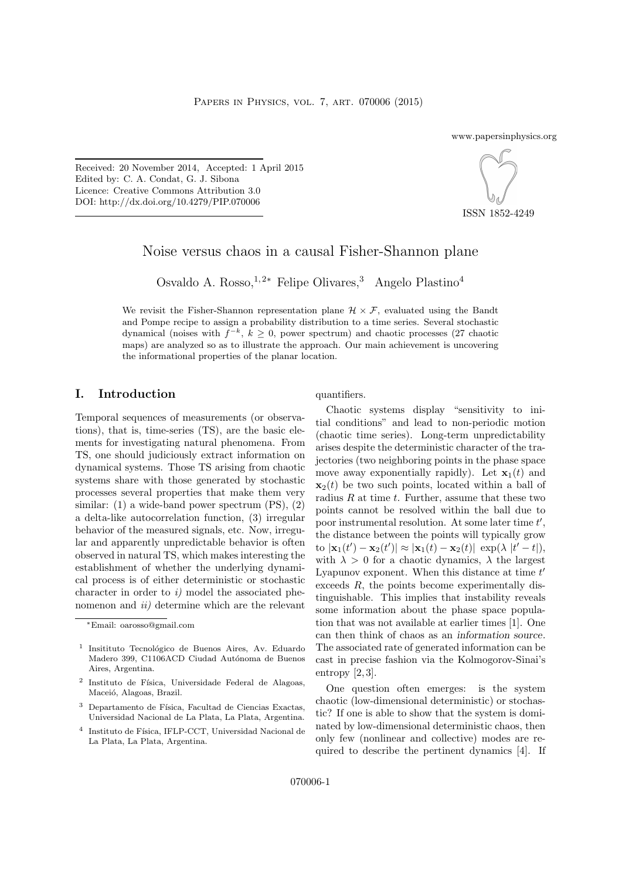Received: 20 November 2014, Accepted: 1 April 2015
Edited by: C. A. Condat, G. J. Sibona
Licence: Creative Commons Attribution 3.0
DOI: http://dx.doi.org/10.4279/PIP.070006

www.papersinphysics.org

ISSN 1852-4249

# Noise versus chaos in a causal Fisher-Shannon plane

Osvaldo A. Rosso,[1,2*] Felipe Olivares,[3] Angelo Plastino[4]

We revisit the Fisher-Shannon representation plane $\mathcal{H} \times \mathcal{F}$, evaluated using the Bandt and Pompe recipe to assign a probability distribution to a time series. Several stochastic dynamical (noises with $f^{-k}$, $k \geq 0$, power spectrum) and chaotic processes (27 chaotic maps) are analyzed so as to illustrate the approach. Our main achievement is uncovering the informational properties of the planar location.

## I. Introduction

Temporal sequences of measurements (or observations), that is, time-series (TS), are the basic elements for investigating natural phenomena. From TS, one should judiciously extract information on dynamical systems. Those TS arising from chaotic systems share with those generated by stochastic processes several properties that make them very similar: (1) a wide-band power spectrum (PS), (2) a delta-like autocorrelation function, (3) irregular behavior of the measured signals, etc. Now, irregular and apparently unpredictable behavior is often observed in natural TS, which makes interesting the establishment of whether the underlying dynamical process is of either deterministic or stochastic character in order to *i)* model the associated phenomenon and *ii)* determine which are the relevant quantifiers.

Chaotic systems display "sensitivity to initial conditions" and lead to non-periodic motion (chaotic time series). Long-term unpredictability arises despite the deterministic character of the trajectories (two neighboring points in the phase space move away exponentially rapidly). Let $\mathbf{x}_1(t)$ and $\mathbf{x}_2(t)$ be two such points, located within a ball of radius $R$ at time $t$. Further, assume that these two points cannot be resolved within the ball due to poor instrumental resolution. At some later time $t'$, the distance between the points will typically grow to $|\mathbf{x}_1(t') - \mathbf{x}_2(t')| \approx |\mathbf{x}_1(t) - \mathbf{x}_2(t)| \, \exp(\lambda \, |t' - t|)$, with $\lambda > 0$ for a chaotic dynamics, $\lambda$ the largest Lyapunov exponent. When this distance at time $t'$ exceeds $R$, the points become experimentally distinguishable. This implies that instability reveals some information about the phase space population that was not available at earlier times [1]. One can then think of chaos as an *information source*. The associated rate of generated information can be cast in precise fashion via the Kolmogorov-Sinai's entropy [2,3].

One question often emerges: is the system chaotic (low-dimensional deterministic) or stochastic? If one is able to show that the system is dominated by low-dimensional deterministic chaos, then only few (nonlinear and collective) modes are required to describe the pertinent dynamics [4]. If

---

*Email: oarosso@gmail.com

[1] Insitituto Tecnológico de Buenos Aires, Av. Eduardo Madero 399, C1106ACD Ciudad Autónoma de Buenos Aires, Argentina.

[2] Instituto de Física, Universidade Federal de Alagoas, Maceió, Alagoas, Brazil.

[3] Departamento de Física, Facultad de Ciencias Exactas, Universidad Nacional de La Plata, La Plata, Argentina.

[4] Instituto de Física, IFLP-CCT, Universidad Nacional de La Plata, La Plata, Argentina.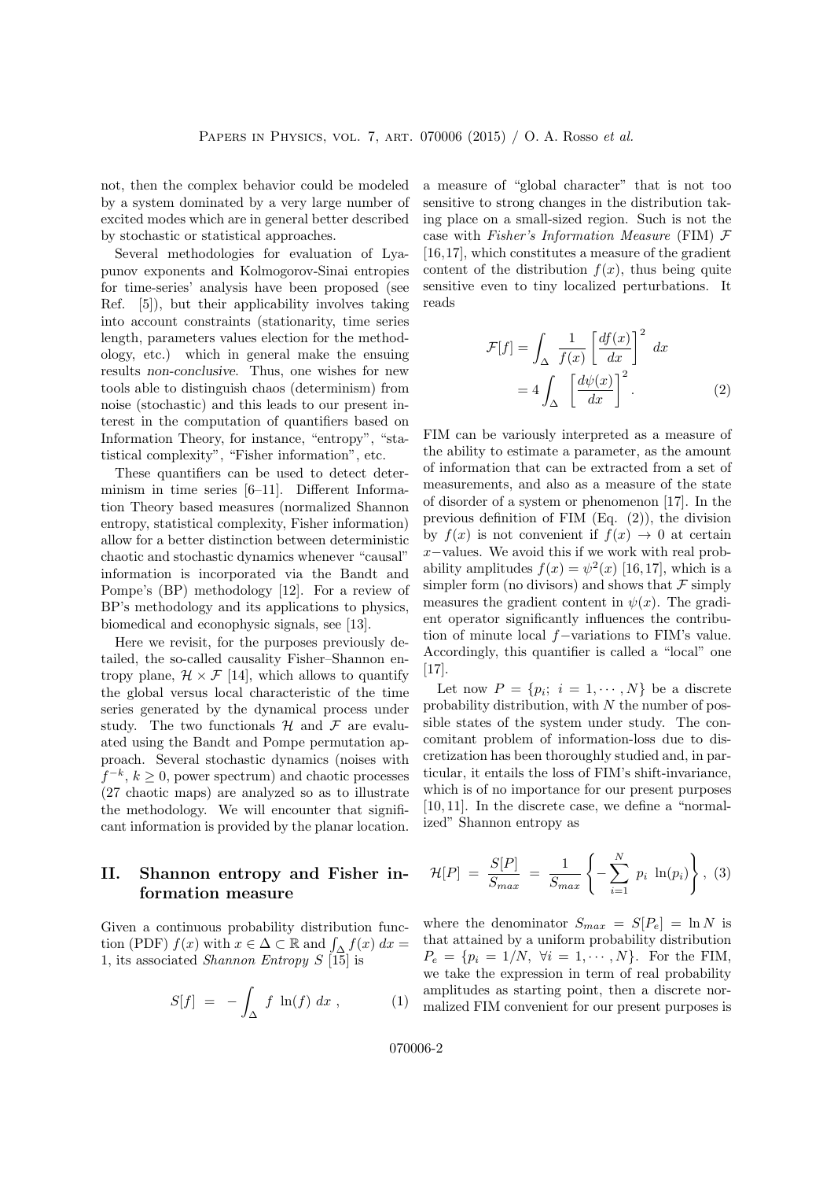not, then the complex behavior could be modeled by a system dominated by a very large number of excited modes which are in general better described by stochastic or statistical approaches.

Several methodologies for evaluation of Lyapunov exponents and Kolmogorov-Sinai entropies for time-series' analysis have been proposed (see Ref. [5]), but their applicability involves taking into account constraints (stationarity, time series length, parameters values election for the methodology, etc.) which in general make the ensuing results *non-conclusive*. Thus, one wishes for new tools able to distinguish chaos (determinism) from noise (stochastic) and this leads to our present interest in the computation of quantifiers based on Information Theory, for instance, "entropy", "statistical complexity", "Fisher information", etc.

These quantifiers can be used to detect determinism in time series [6–11]. Different Information Theory based measures (normalized Shannon entropy, statistical complexity, Fisher information) allow for a better distinction between deterministic chaotic and stochastic dynamics whenever "causal" information is incorporated via the Bandt and Pompe's (BP) methodology [12]. For a review of BP's methodology and its applications to physics, biomedical and econophysic signals, see [13].

Here we revisit, for the purposes previously detailed, the so-called causality Fisher–Shannon entropy plane, $\mathcal{H} \times \mathcal{F}$ [14], which allows to quantify the global versus local characteristic of the time series generated by the dynamical process under study. The two functionals $\mathcal{H}$ and $\mathcal{F}$ are evaluated using the Bandt and Pompe permutation approach. Several stochastic dynamics (noises with $f^{-k}$, $k \geq 0$, power spectrum) and chaotic processes (27 chaotic maps) are analyzed so as to illustrate the methodology. We will encounter that significant information is provided by the planar location.

## II. Shannon entropy and Fisher information measure

Given a continuous probability distribution function (PDF) $f(x)$ with $x \in \Delta \subset \mathbb{R}$ and $\int_\Delta f(x)\, dx = 1$, its associated *Shannon Entropy* $S$ [15] is

$$S[f] \;=\; -\int_\Delta f \, \ln(f)\, dx \,, \qquad (1)$$

a measure of "global character" that is not too sensitive to strong changes in the distribution taking place on a small-sized region. Such is not the case with *Fisher's Information Measure* (FIM) $\mathcal{F}$ [16,17], which constitutes a measure of the gradient content of the distribution $f(x)$, thus being quite sensitive even to tiny localized perturbations. It reads

$$\begin{aligned}\mathcal{F}[f] &= \int_\Delta \frac{1}{f(x)} \left[\frac{df(x)}{dx}\right]^2 \, dx \\ &= 4 \int_\Delta \left[\frac{d\psi(x)}{dx}\right]^2 . \end{aligned} \qquad (2)$$

FIM can be variously interpreted as a measure of the ability to estimate a parameter, as the amount of information that can be extracted from a set of measurements, and also as a measure of the state of disorder of a system or phenomenon [17]. In the previous definition of FIM (Eq. (2)), the division by $f(x)$ is not convenient if $f(x) \to 0$ at certain $x-$values. We avoid this if we work with real probability amplitudes $f(x) = \psi^2(x)$ [16,17], which is a simpler form (no divisors) and shows that $\mathcal{F}$ simply measures the gradient content in $\psi(x)$. The gradient operator significantly influences the contribution of minute local $f-$variations to FIM's value. Accordingly, this quantifier is called a "local" one [17].

Let now $P = \{p_i;\ i = 1, \cdots, N\}$ be a discrete probability distribution, with $N$ the number of possible states of the system under study. The concomitant problem of information-loss due to discretization has been thoroughly studied and, in particular, it entails the loss of FIM's shift-invariance, which is of no importance for our present purposes [10,11]. In the discrete case, we define a "normalized" Shannon entropy as

$$\mathcal{H}[P] \;=\; \frac{S[P]}{S_{max}} \;=\; \frac{1}{S_{max}} \left\{ -\sum_{i=1}^{N} \, p_i \, \ln(p_i) \right\}, \qquad (3)$$

where the denominator $S_{max} = S[P_e] = \ln N$ is that attained by a uniform probability distribution $P_e = \{p_i = 1/N,\ \forall i = 1, \cdots, N\}$. For the FIM, we take the expression in term of real probability amplitudes as starting point, then a discrete normalized FIM convenient for our present purposes is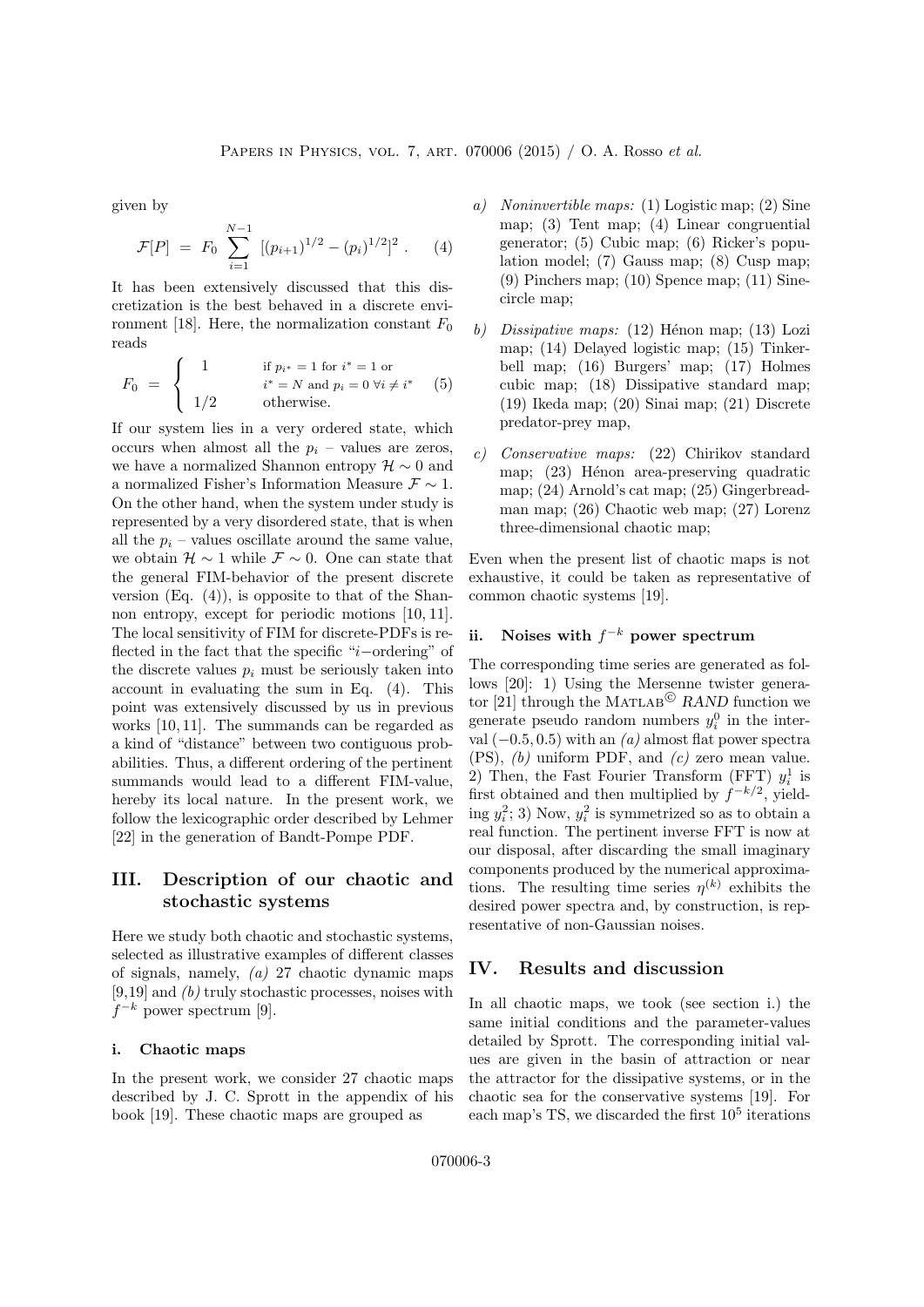given by

$$\mathcal{F}[P] = F_0 \sum_{i=1}^{N-1} [(p_{i+1})^{1/2} - (p_i)^{1/2}]^2 . \quad (4)$$

It has been extensively discussed that this discretization is the best behaved in a discrete environment [18]. Here, the normalization constant $F_0$ reads

$$F_0 = \begin{cases} 1 & \text{if } p_{i^*} = 1 \text{ for } i^* = 1 \text{ or} \\ & i^* = N \text{ and } p_i = 0 \ \forall i \neq i^* \\ 1/2 & \text{otherwise.} \end{cases} \quad (5)$$

If our system lies in a very ordered state, which occurs when almost all the $p_i$ – values are zeros, we have a normalized Shannon entropy $\mathcal{H} \sim 0$ and a normalized Fisher's Information Measure $\mathcal{F} \sim 1$. On the other hand, when the system under study is represented by a very disordered state, that is when all the $p_i$ – values oscillate around the same value, we obtain $\mathcal{H} \sim 1$ while $\mathcal{F} \sim 0$. One can state that the general FIM-behavior of the present discrete version (Eq. (4)), is opposite to that of the Shannon entropy, except for periodic motions [10, 11]. The local sensitivity of FIM for discrete-PDFs is reflected in the fact that the specific "$i-$ordering" of the discrete values $p_i$ must be seriously taken into account in evaluating the sum in Eq. (4). This point was extensively discussed by us in previous works [10, 11]. The summands can be regarded as a kind of "distance" between two contiguous probabilities. Thus, a different ordering of the pertinent summands would lead to a different FIM-value, hereby its local nature. In the present work, we follow the lexicographic order described by Lehmer [22] in the generation of Bandt-Pompe PDF.

## III. Description of our chaotic and stochastic systems

Here we study both chaotic and stochastic systems, selected as illustrative examples of different classes of signals, namely, *(a)* 27 chaotic dynamic maps [9,19] and *(b)* truly stochastic processes, noises with $f^{-k}$ power spectrum [9].

### i. Chaotic maps

In the present work, we consider 27 chaotic maps described by J. C. Sprott in the appendix of his book [19]. These chaotic maps are grouped as

*a) Noninvertible maps:* (1) Logistic map; (2) Sine map; (3) Tent map; (4) Linear congruential generator; (5) Cubic map; (6) Ricker's population model; (7) Gauss map; (8) Cusp map; (9) Pinchers map; (10) Spence map; (11) Sine-circle map;

*b) Dissipative maps:* (12) Hénon map; (13) Lozi map; (14) Delayed logistic map; (15) Tinkerbell map; (16) Burgers' map; (17) Holmes cubic map; (18) Dissipative standard map; (19) Ikeda map; (20) Sinai map; (21) Discrete predator-prey map,

*c) Conservative maps:* (22) Chirikov standard map; (23) Hénon area-preserving quadratic map; (24) Arnold's cat map; (25) Gingerbreadman map; (26) Chaotic web map; (27) Lorenz three-dimensional chaotic map;

Even when the present list of chaotic maps is not exhaustive, it could be taken as representative of common chaotic systems [19].

### ii. Noises with $f^{-k}$ power spectrum

The corresponding time series are generated as follows [20]: 1) Using the Mersenne twister generator [21] through the MATLAB© *RAND* function we generate pseudo random numbers $y_i^0$ in the interval $(-0.5, 0.5)$ with an *(a)* almost flat power spectra (PS), *(b)* uniform PDF, and *(c)* zero mean value. 2) Then, the Fast Fourier Transform (FFT) $y_i^1$ is first obtained and then multiplied by $f^{-k/2}$, yielding $y_i^2$; 3) Now, $y_i^2$ is symmetrized so as to obtain a real function. The pertinent inverse FFT is now at our disposal, after discarding the small imaginary components produced by the numerical approximations. The resulting time series $\eta^{(k)}$ exhibits the desired power spectra and, by construction, is representative of non-Gaussian noises.

## IV. Results and discussion

In all chaotic maps, we took (see section i.) the same initial conditions and the parameter-values detailed by Sprott. The corresponding initial values are given in the basin of attraction or near the attractor for the dissipative systems, or in the chaotic sea for the conservative systems [19]. For each map's TS, we discarded the first $10^5$ iterations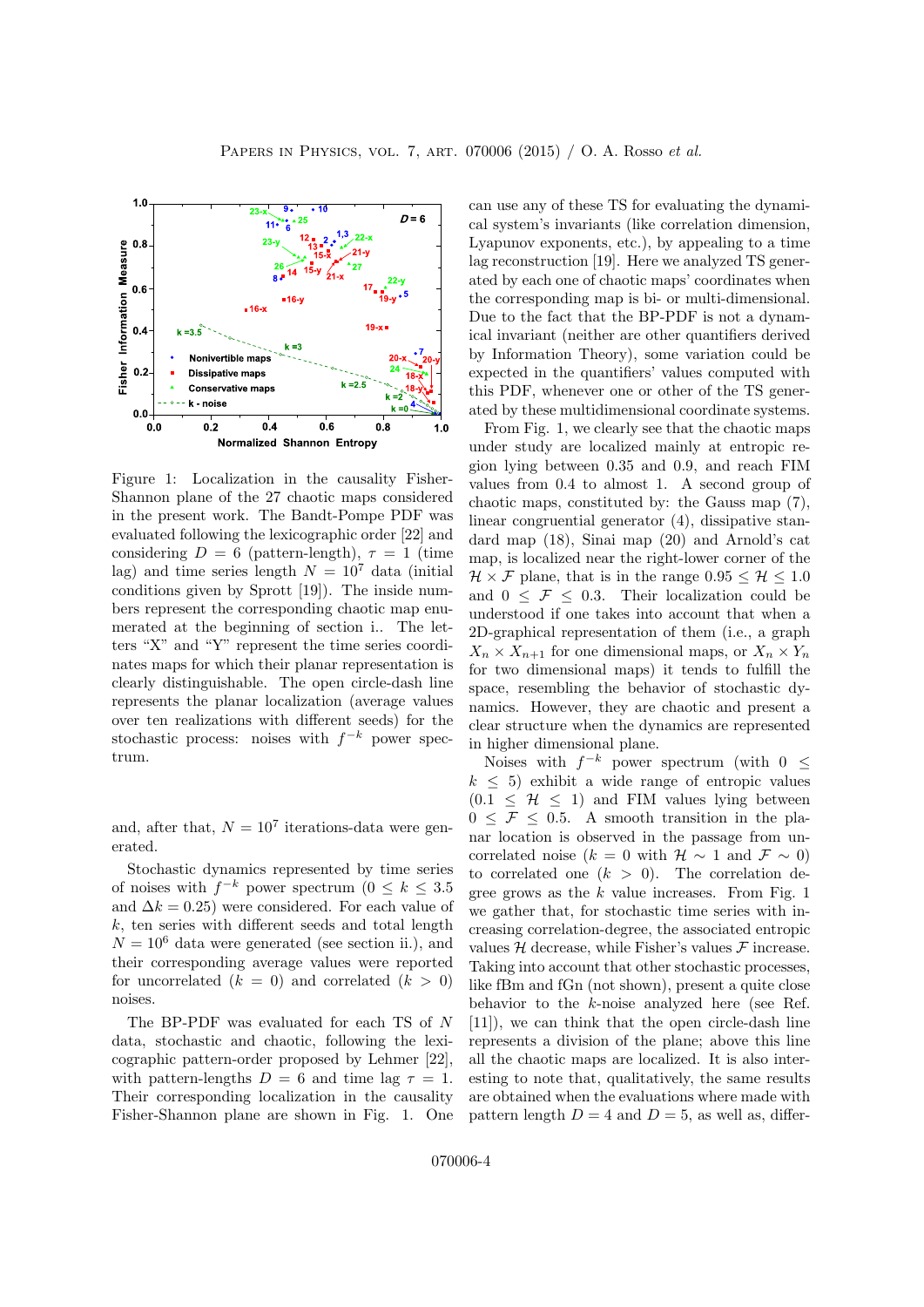Figure 1: Localization in the causality Fisher-Shannon plane of the 27 chaotic maps considered in the present work. The Bandt-Pompe PDF was evaluated following the lexicographic order [22] and considering $D = 6$ (pattern-length), $\tau = 1$ (time lag) and time series length $N = 10^7$ data (initial conditions given by Sprott [19]). The inside numbers represent the corresponding chaotic map enumerated at the beginning of section i.. The letters "X" and "Y" represent the time series coordinates maps for which their planar representation is clearly distinguishable. The open circle-dash line represents the planar localization (average values over ten realizations with different seeds) for the stochastic process: noises with $f^{-k}$ power spectrum.

and, after that, $N = 10^7$ iterations-data were generated.

Stochastic dynamics represented by time series of noises with $f^{-k}$ power spectrum ($0 \leq k \leq 3.5$ and $\Delta k = 0.25$) were considered. For each value of $k$, ten series with different seeds and total length $N = 10^6$ data were generated (see section ii.), and their corresponding average values were reported for uncorrelated ($k = 0$) and correlated ($k > 0$) noises.

The BP-PDF was evaluated for each TS of $N$ data, stochastic and chaotic, following the lexicographic pattern-order proposed by Lehmer [22], with pattern-lengths $D = 6$ and time lag $\tau = 1$. Their corresponding localization in the causality Fisher-Shannon plane are shown in Fig. 1. One can use any of these TS for evaluating the dynamical system's invariants (like correlation dimension, Lyapunov exponents, etc.), by appealing to a time lag reconstruction [19]. Here we analyzed TS generated by each one of chaotic maps' coordinates when the corresponding map is bi- or multi-dimensional. Due to the fact that the BP-PDF is not a dynamical invariant (neither are other quantifiers derived by Information Theory), some variation could be expected in the quantifiers' values computed with this PDF, whenever one or other of the TS generated by these multidimensional coordinate systems.

From Fig. 1, we clearly see that the chaotic maps under study are localized mainly at entropic region lying between 0.35 and 0.9, and reach FIM values from 0.4 to almost 1. A second group of chaotic maps, constituted by: the Gauss map (7), linear congruential generator (4), dissipative standard map (18), Sinai map (20) and Arnold's cat map, is localized near the right-lower corner of the $\mathcal{H} \times \mathcal{F}$ plane, that is in the range $0.95 \leq \mathcal{H} \leq 1.0$ and $0 \leq \mathcal{F} \leq 0.3$. Their localization could be understood if one takes into account that when a 2D-graphical representation of them (i.e., a graph $X_n \times X_{n+1}$ for one dimensional maps, or $X_n \times Y_n$ for two dimensional maps) it tends to fulfill the space, resembling the behavior of stochastic dynamics. However, they are chaotic and present a clear structure when the dynamics are represented in higher dimensional plane.

Noises with $f^{-k}$ power spectrum (with $0 \leq k \leq 5$) exhibit a wide range of entropic values ($0.1 \leq \mathcal{H} \leq 1$) and FIM values lying between $0 \leq \mathcal{F} \leq 0.5$. A smooth transition in the planar location is observed in the passage from uncorrelated noise ($k = 0$ with $\mathcal{H} \sim 1$ and $\mathcal{F} \sim 0$) to correlated one ($k > 0$). The correlation degree grows as the $k$ value increases. From Fig. 1 we gather that, for stochastic time series with increasing correlation-degree, the associated entropic values $\mathcal{H}$ decrease, while Fisher's values $\mathcal{F}$ increase. Taking into account that other stochastic processes, like fBm and fGn (not shown), present a quite close behavior to the $k$-noise analyzed here (see Ref. [11]), we can think that the open circle-dash line represents a division of the plane; above this line all the chaotic maps are localized. It is also interesting to note that, qualitatively, the same results are obtained when the evaluations where made with pattern length $D = 4$ and $D = 5$, as well as, differ-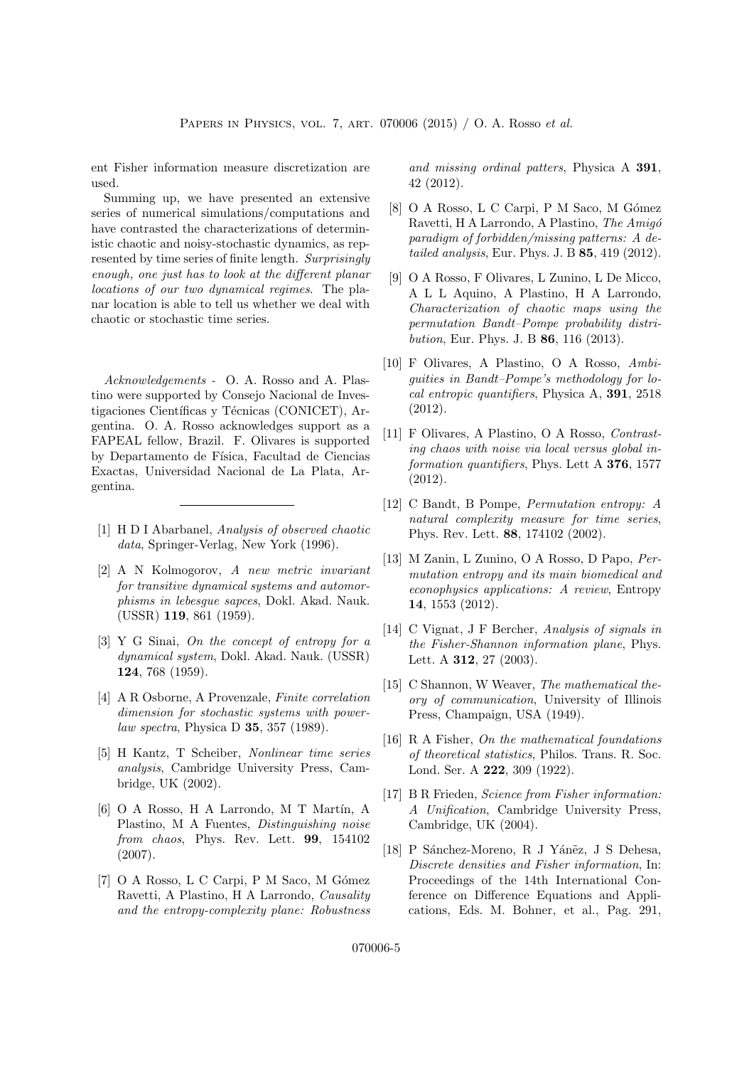ent Fisher information measure discretization are used.

Summing up, we have presented an extensive series of numerical simulations/computations and have contrasted the characterizations of deterministic chaotic and noisy-stochastic dynamics, as represented by time series of finite length. *Surprisingly enough, one just has to look at the different planar locations of our two dynamical regimes*. The planar location is able to tell us whether we deal with chaotic or stochastic time series.

*Acknowledgements* - O. A. Rosso and A. Plastino were supported by Consejo Nacional de Investigaciones Científicas y Técnicas (CONICET), Argentina. O. A. Rosso acknowledges support as a FAPEAL fellow, Brazil. F. Olivares is supported by Departamento de Física, Facultad de Ciencias Exactas, Universidad Nacional de La Plata, Argentina.

---

[1] H D I Abarbanel, *Analysis of observed chaotic data*, Springer-Verlag, New York (1996).

[2] A N Kolmogorov, *A new metric invariant for transitive dynamical systems and automorphisms in lebesgue sapces*, Dokl. Akad. Nauk. (USSR) **119**, 861 (1959).

[3] Y G Sinai, *On the concept of entropy for a dynamical system*, Dokl. Akad. Nauk. (USSR) **124**, 768 (1959).

[4] A R Osborne, A Provenzale, *Finite correlation dimension for stochastic systems with power-law spectra*, Physica D **35**, 357 (1989).

[5] H Kantz, T Scheiber, *Nonlinear time series analysis*, Cambridge University Press, Cambridge, UK (2002).

[6] O A Rosso, H A Larrondo, M T Martín, A Plastino, M A Fuentes, *Distinguishing noise from chaos*, Phys. Rev. Lett. **99**, 154102 (2007).

[7] O A Rosso, L C Carpi, P M Saco, M Gómez Ravetti, A Plastino, H A Larrondo, *Causality and the entropy-complexity plane: Robustness and missing ordinal patters*, Physica A **391**, 42 (2012).

[8] O A Rosso, L C Carpi, P M Saco, M Gómez Ravetti, H A Larrondo, A Plastino, *The Amigó paradigm of forbidden/missing patterns: A detailed analysis*, Eur. Phys. J. B **85**, 419 (2012).

[9] O A Rosso, F Olivares, L Zunino, L De Micco, A L L Aquino, A Plastino, H A Larrondo, *Characterization of chaotic maps using the permutation Bandt–Pompe probability distribution*, Eur. Phys. J. B **86**, 116 (2013).

[10] F Olivares, A Plastino, O A Rosso, *Ambiguities in Bandt–Pompe's methodology for local entropic quantifiers*, Physica A, **391**, 2518 (2012).

[11] F Olivares, A Plastino, O A Rosso, *Contrasting chaos with noise via local versus global information quantifiers*, Phys. Lett A **376**, 1577 (2012).

[12] C Bandt, B Pompe, *Permutation entropy: A natural complexity measure for time series*, Phys. Rev. Lett. **88**, 174102 (2002).

[13] M Zanin, L Zunino, O A Rosso, D Papo, *Permutation entropy and its main biomedical and econophysics applications: A review*, Entropy **14**, 1553 (2012).

[14] C Vignat, J F Bercher, *Analysis of signals in the Fisher-Shannon information plane*, Phys. Lett. A **312**, 27 (2003).

[15] C Shannon, W Weaver, *The mathematical theory of communication*, University of Illinois Press, Champaign, USA (1949).

[16] R A Fisher, *On the mathematical foundations of theoretical statistics*, Philos. Trans. R. Soc. Lond. Ser. A **222**, 309 (1922).

[17] B R Frieden, *Science from Fisher information: A Unification*, Cambridge University Press, Cambridge, UK (2004).

[18] P Sánchez-Moreno, R J Yáñez, J S Dehesa, *Discrete densities and Fisher information*, In: Proceedings of the 14th International Conference on Difference Equations and Applications, Eds. M. Bohner, et al., Pag. 291,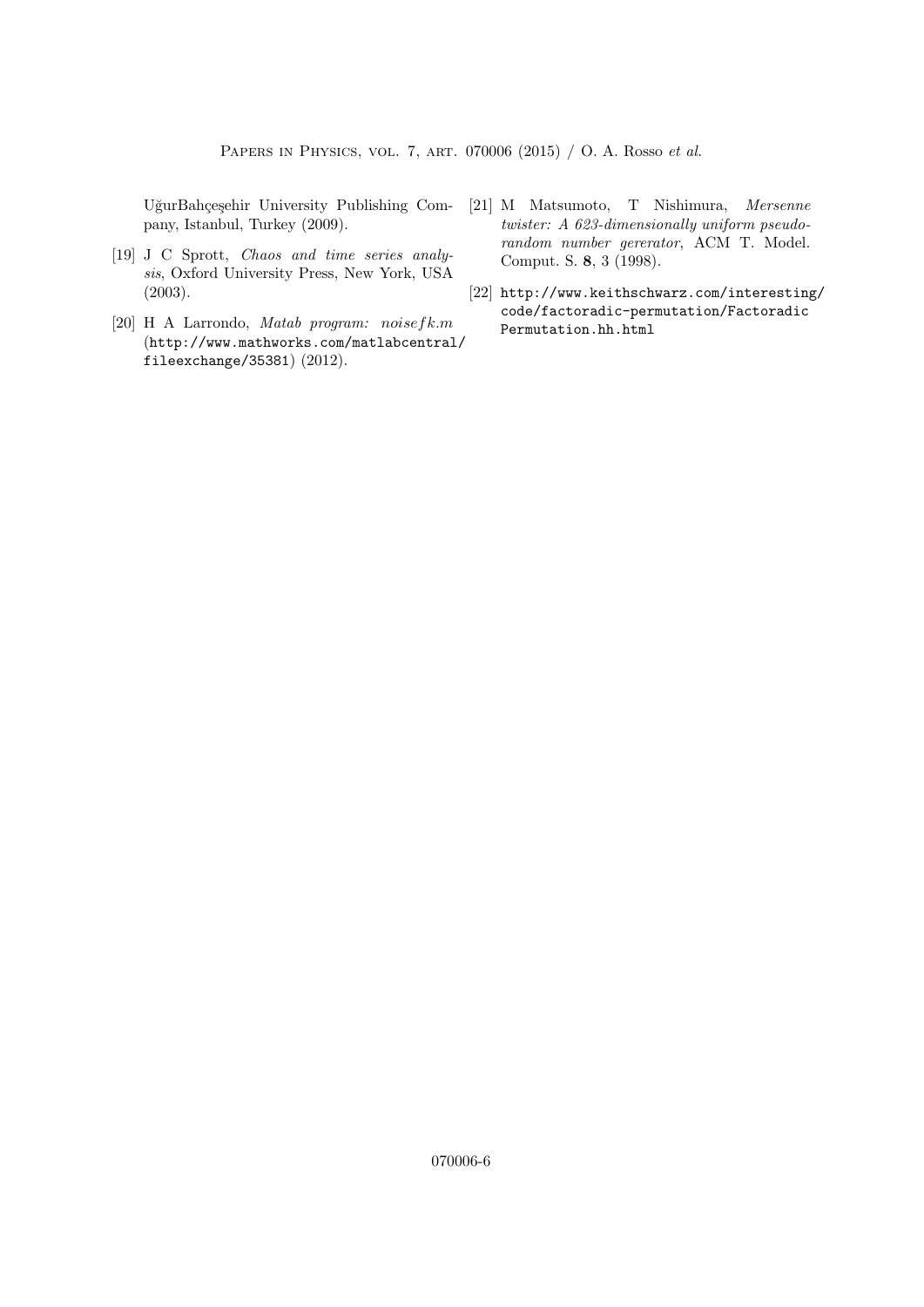UğurBahçeşehir University Publishing Company, Istanbul, Turkey (2009).

[19] J C Sprott, *Chaos and time series analysis*, Oxford University Press, New York, USA (2003).

[20] H A Larrondo, *Matab program: noisefk.m* (http://www.mathworks.com/matlabcentral/fileexchange/35381) (2012).

[21] M Matsumoto, T Nishimura, *Mersenne twister: A 623-dimensionally uniform pseudo-random number gererator*, ACM T. Model. Comput. S. **8**, 3 (1998).

[22] http://www.keithschwarz.com/interesting/code/factoradic-permutation/FactoradicPermutation.hh.html